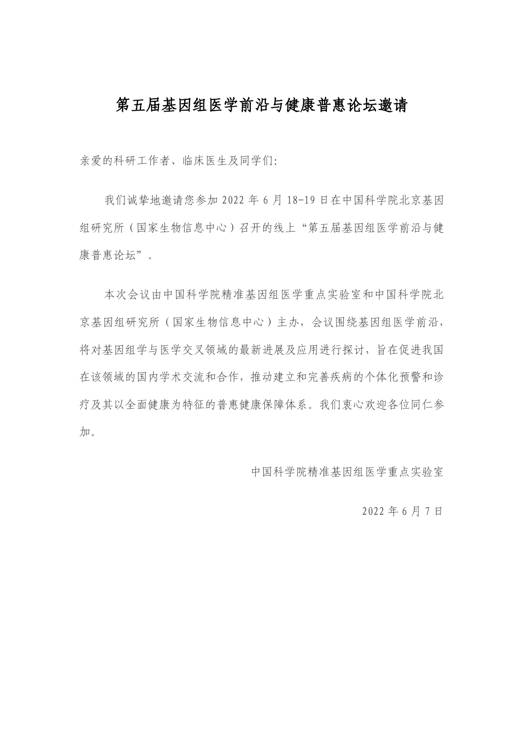# 第五届基因组医学前沿与健康普惠论坛邀请

亲爱的科研工作者、临床医生及同学们:

我们诚挚地邀请您参加 2022 年 6 月 18-19 日在中国科学院北京基因组研究所（国家生物信息中心）召开的线上“第五届基因组医学前沿与健康普惠论坛”。

本次会议由中国科学院精准基因组医学重点实验室和中国科学院北京基因组研究所（国家生物信息中心）主办，会议围绕基因组医学前沿，将对基因组学与医学交叉领域的最新进展及应用进行探讨，旨在促进我国在该领域的国内学术交流和合作，推动建立和完善疾病的个体化预警和诊疗及其以全面健康为特征的普惠健康保障体系。我们衷心欢迎各位同仁参加。

中国科学院精准基因组医学重点实验室

2022 年 6 月 7 日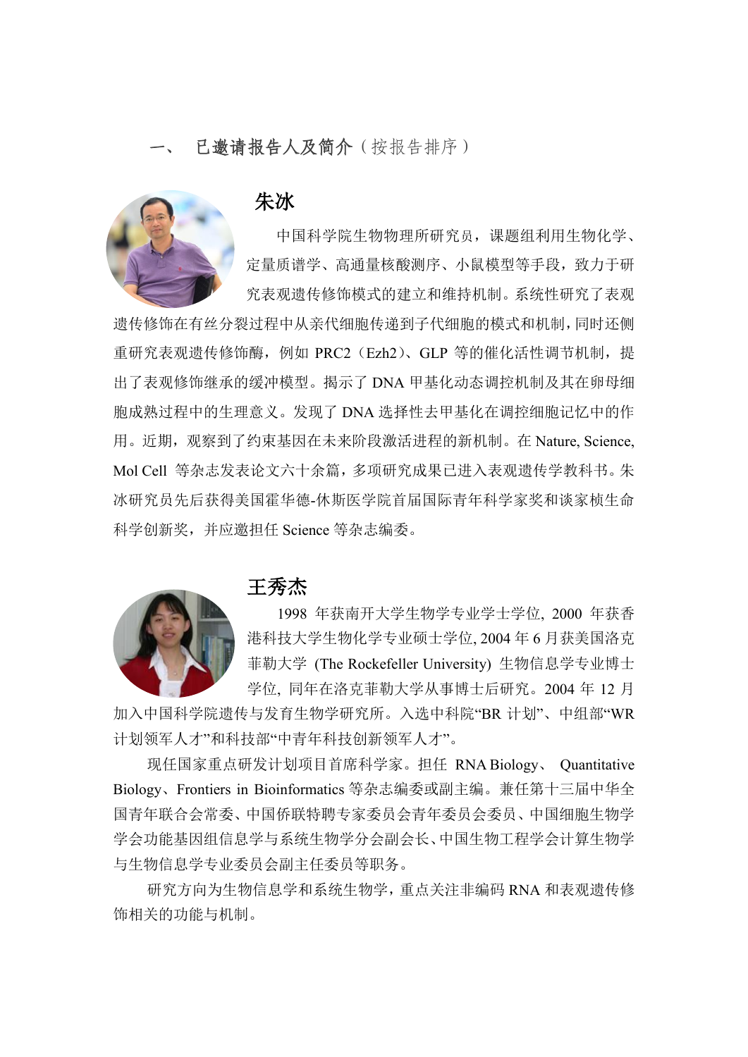## 一、 已邀请报告人及简介（按报告排序）

### 朱冰

中国科学院生物物理所研究员，课题组利用生物化学、定量质谱学、高通量核酸测序、小鼠模型等手段，致力于研究表观遗传修饰模式的建立和维持机制。系统性研究了表观遗传修饰在有丝分裂过程中从亲代细胞传递到子代细胞的模式和机制，同时还侧重研究表观遗传修饰酶，例如 PRC2（Ezh2）、GLP 等的催化活性调节机制，提出了表观修饰继承的缓冲模型。揭示了 DNA 甲基化动态调控机制及其在卵母细胞成熟过程中的生理意义。发现了 DNA 选择性去甲基化在调控细胞记忆中的作用。近期，观察到了约束基因在未来阶段激活进程的新机制。在 Nature, Science, Mol Cell 等杂志发表论文六十余篇，多项研究成果已进入表观遗传学教科书。朱冰研究员先后获得美国霍华德-休斯医学院首届国际青年科学家奖和谈家桢生命科学创新奖，并应邀担任 Science 等杂志编委。

### 王秀杰

1998 年获南开大学生物学专业学士学位, 2000 年获香港科技大学生物化学专业硕士学位, 2004 年 6 月获美国洛克菲勒大学 (The Rockefeller University) 生物信息学专业博士学位, 同年在洛克菲勒大学从事博士后研究。2004 年 12 月加入中国科学院遗传与发育生物学研究所。入选中科院“BR 计划”、中组部“WR 计划领军人才”和科技部“中青年科技创新领军人才”。

现任国家重点研发计划项目首席科学家。担任 RNA Biology、 Quantitative Biology、Frontiers in Bioinformatics 等杂志编委或副主编。兼任第十三届中华全国青年联合会常委、中国侨联特聘专家委员会青年委员会委员、中国细胞生物学学会功能基因组信息学与系统生物学分会副会长、中国生物工程学会计算生物学与生物信息学专业委员会副主任委员等职务。

研究方向为生物信息学和系统生物学，重点关注非编码 RNA 和表观遗传修饰相关的功能与机制。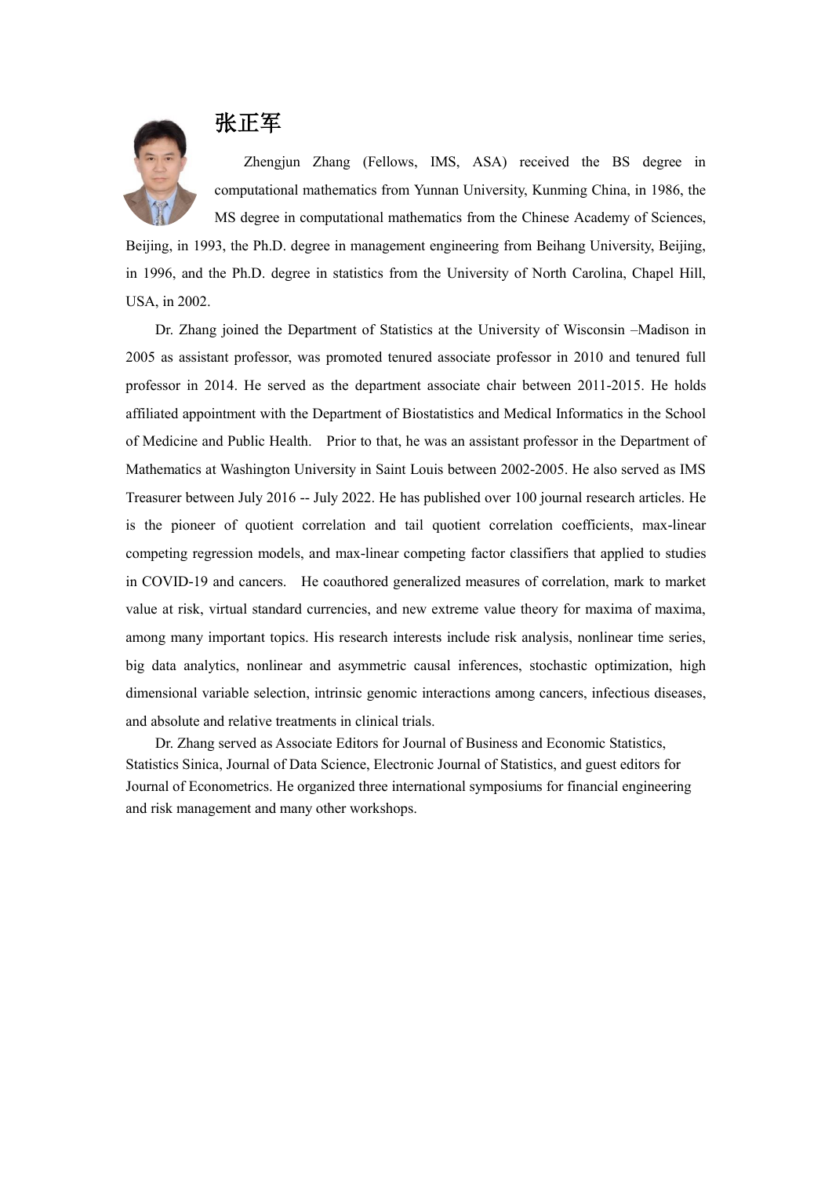## 张正军

Zhengjun Zhang (Fellows, IMS, ASA) received the BS degree in computational mathematics from Yunnan University, Kunming China, in 1986, the MS degree in computational mathematics from the Chinese Academy of Sciences, Beijing, in 1993, the Ph.D. degree in management engineering from Beihang University, Beijing, in 1996, and the Ph.D. degree in statistics from the University of North Carolina, Chapel Hill, USA, in 2002.

Dr. Zhang joined the Department of Statistics at the University of Wisconsin –Madison in 2005 as assistant professor, was promoted tenured associate professor in 2010 and tenured full professor in 2014. He served as the department associate chair between 2011-2015. He holds affiliated appointment with the Department of Biostatistics and Medical Informatics in the School of Medicine and Public Health. Prior to that, he was an assistant professor in the Department of Mathematics at Washington University in Saint Louis between 2002-2005. He also served as IMS Treasurer between July 2016 -- July 2022. He has published over 100 journal research articles. He is the pioneer of quotient correlation and tail quotient correlation coefficients, max-linear competing regression models, and max-linear competing factor classifiers that applied to studies in COVID-19 and cancers. He coauthored generalized measures of correlation, mark to market value at risk, virtual standard currencies, and new extreme value theory for maxima of maxima, among many important topics. His research interests include risk analysis, nonlinear time series, big data analytics, nonlinear and asymmetric causal inferences, stochastic optimization, high dimensional variable selection, intrinsic genomic interactions among cancers, infectious diseases, and absolute and relative treatments in clinical trials.

Dr. Zhang served as Associate Editors for Journal of Business and Economic Statistics, Statistics Sinica, Journal of Data Science, Electronic Journal of Statistics, and guest editors for Journal of Econometrics. He organized three international symposiums for financial engineering and risk management and many other workshops.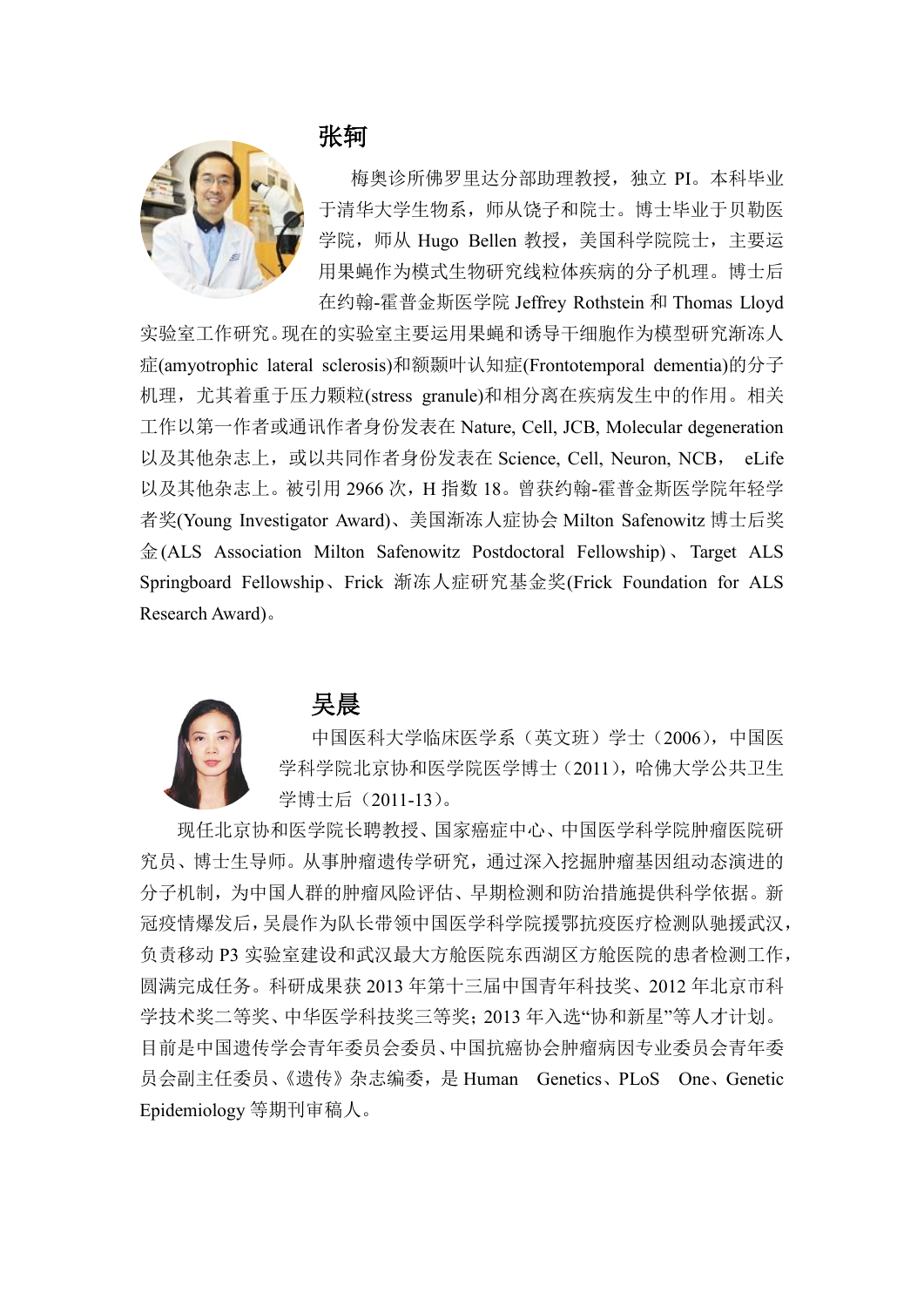## 张轲

梅奥诊所佛罗里达分部助理教授，独立 PI。本科毕业于清华大学生物系，师从饶子和院士。博士毕业于贝勒医学院，师从 Hugo Bellen 教授，美国科学院院士，主要运用果蝇作为模式生物研究线粒体疾病的分子机理。博士后在约翰-霍普金斯医学院 Jeffrey Rothstein 和 Thomas Lloyd 实验室工作研究。现在的实验室主要运用果蝇和诱导干细胞作为模型研究渐冻人症(amyotrophic lateral sclerosis)和额颞叶认知症(Frontotemporal dementia)的分子机理，尤其着重于压力颗粒(stress granule)和相分离在疾病发生中的作用。相关工作以第一作者或通讯作者身份发表在 Nature, Cell, JCB, Molecular degeneration 以及其他杂志上，或以共同作者身份发表在 Science, Cell, Neuron, NCB， eLife 以及其他杂志上。被引用 2966 次，H 指数 18。曾获约翰-霍普金斯医学院年轻学者奖(Young Investigator Award)、美国渐冻人症协会 Milton Safenowitz 博士后奖金(ALS Association Milton Safenowitz Postdoctoral Fellowship)、Target ALS Springboard Fellowship、Frick 渐冻人症研究基金奖(Frick Foundation for ALS Research Award)。

## 吴晨

中国医科大学临床医学系（英文班）学士（2006），中国医学科学院北京协和医学院医学博士（2011），哈佛大学公共卫生学博士后（2011-13）。

现任北京协和医学院长聘教授、国家癌症中心、中国医学科学院肿瘤医院研究员、博士生导师。从事肿瘤遗传学研究，通过深入挖掘肿瘤基因组动态演进的分子机制，为中国人群的肿瘤风险评估、早期检测和防治措施提供科学依据。新冠疫情爆发后，吴晨作为队长带领中国医学科学院援鄂抗疫医疗检测队驰援武汉，负责移动 P3 实验室建设和武汉最大方舱医院东西湖区方舱医院的患者检测工作，圆满完成任务。科研成果获 2013 年第十三届中国青年科技奖、2012 年北京市科学技术奖二等奖、中华医学科技奖三等奖；2013 年入选"协和新星"等人才计划。目前是中国遗传学会青年委员会委员、中国抗癌协会肿瘤病因专业委员会青年委员会副主任委员、《遗传》杂志编委，是 Human Genetics、PLoS One、Genetic Epidemiology 等期刊审稿人。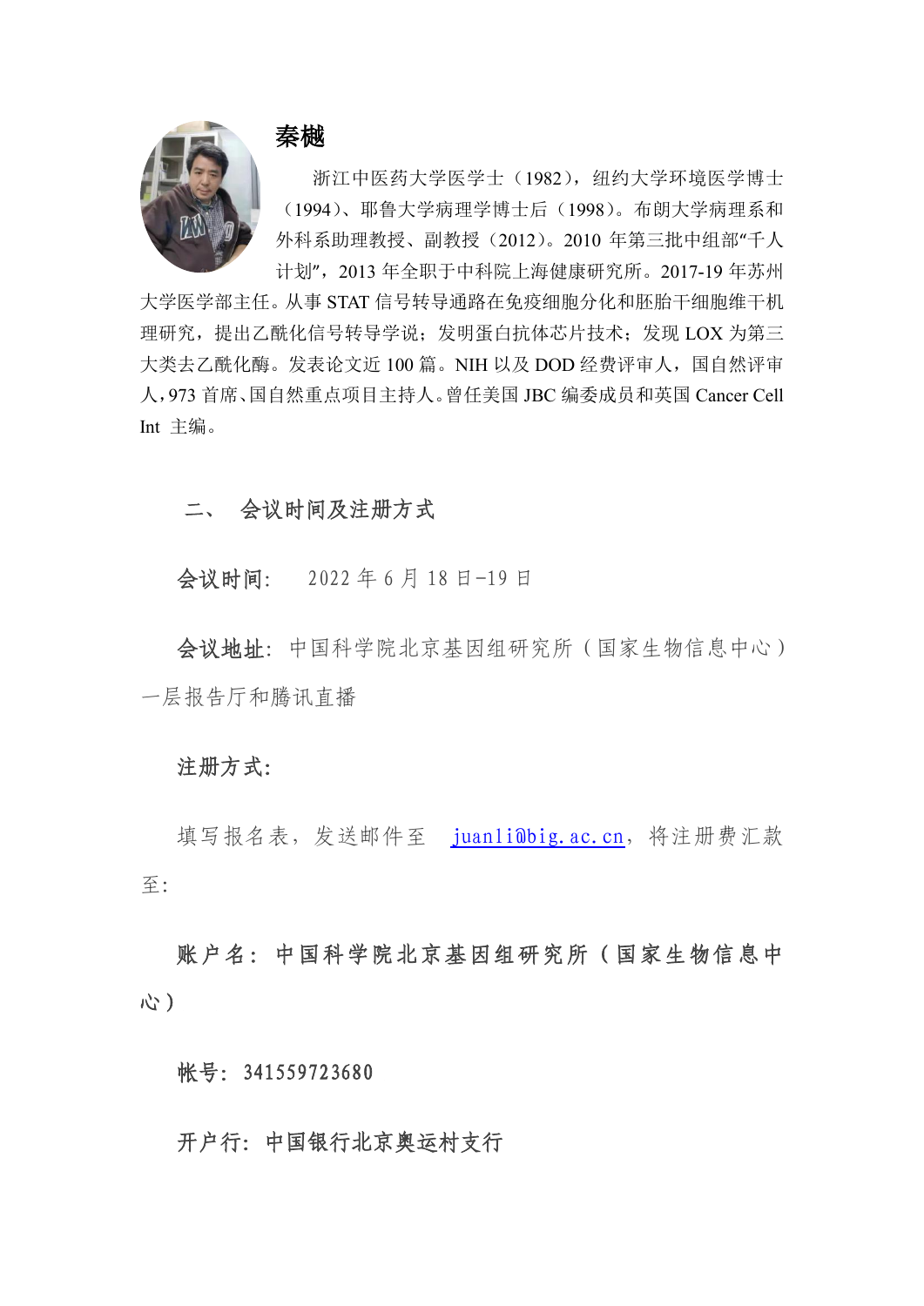**秦樾**

浙江中医药大学医学士（1982），纽约大学环境医学博士（1994）、耶鲁大学病理学博士后（1998）。布朗大学病理系和外科系助理教授、副教授（2012）。2010 年第三批中组部"千人计划"，2013 年全职于中科院上海健康研究所。2017-19 年苏州大学医学部主任。从事 STAT 信号转导通路在免疫细胞分化和胚胎干细胞维干机理研究，提出乙酰化信号转导学说；发明蛋白抗体芯片技术；发现 LOX 为第三大类去乙酰化酶。发表论文近 100 篇。NIH 以及 DOD 经费评审人，国自然评审人，973 首席、国自然重点项目主持人。曾任美国 JBC 编委成员和英国 Cancer Cell Int 主编。

## 二、 会议时间及注册方式

**会议时间**: 2022 年 6 月 18 日-19 日

**会议地址**: 中国科学院北京基因组研究所（国家生物信息中心）一层报告厅和腾讯直播

**注册方式:**

填写报名表，发送邮件至 juanli@big.ac.cn，将注册费汇款至:

**账户名: 中国科学院北京基因组研究所（国家生物信息中心）**

**帐号: 341559723680**

**开户行: 中国银行北京奥运村支行**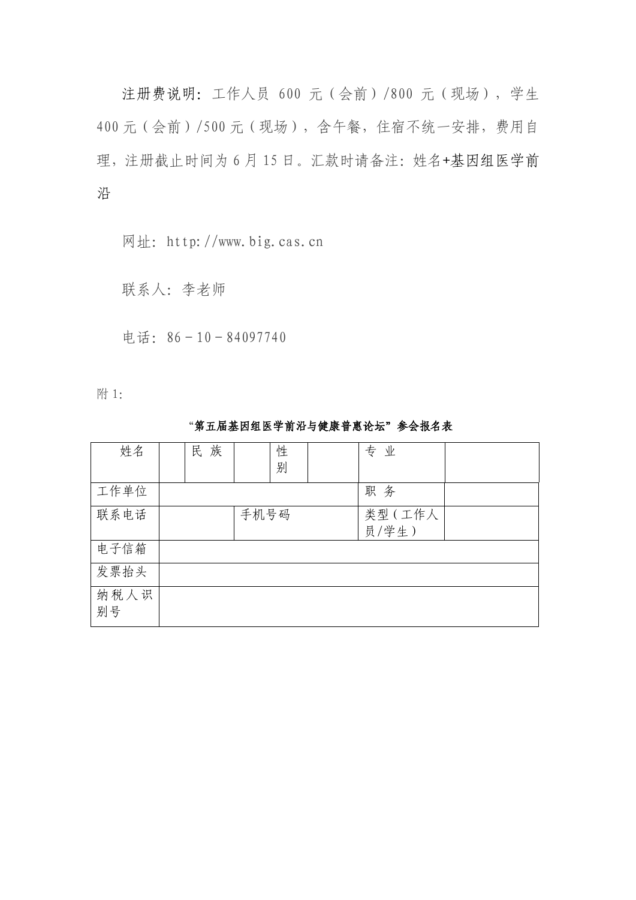注册费说明：工作人员 600 元（会前）/800 元（现场），学生 400 元（会前）/500 元（现场），含午餐，住宿不统一安排，费用自理，注册截止时间为 6 月 15 日。汇款时请备注：姓名+基因组医学前沿

网址：http://www.big.cas.cn

联系人：李老师

电话：86－10－84097740

附 1:

**“第五届基因组医学前沿与健康普惠论坛”参会报名表**

| | | | | | | | |
|---|---|---|---|---|---|---|---|
| 姓名 | | 民 族 | | 性别 | | 专 业 | |
| 工作单位 | | | | | | 职 务 | |
| 联系电话 | | | 手机号码 | | | 类型（工作人员/学生） | |
| 电子信箱 | | | | | | | |
| 发票抬头 | | | | | | | |
| 纳税人识别号 | | | | | | | |